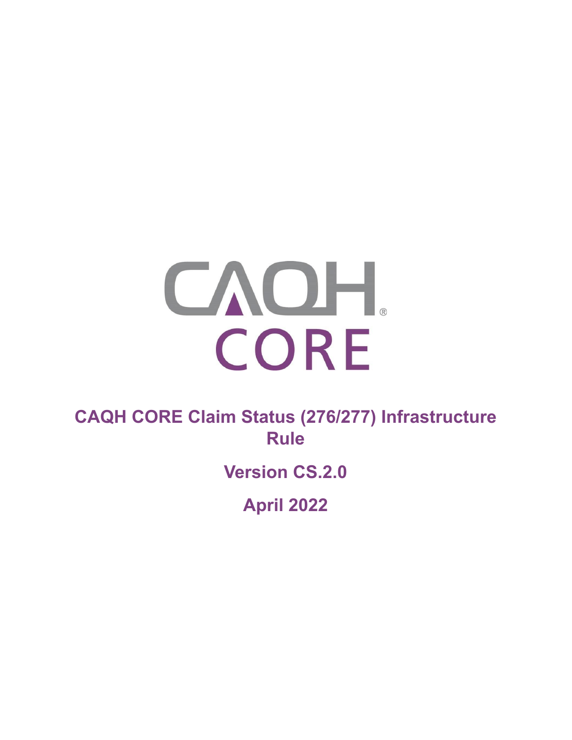# CAQH CORE Claim Status (276/277) Infrastructure Rule

**Version CS.2.0**

**April 2022**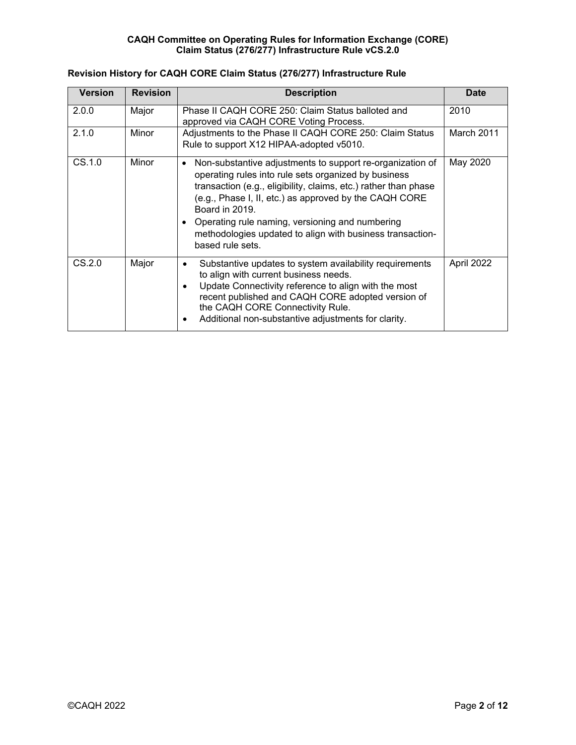## Revision History for CAQH CORE Claim Status (276/277) Infrastructure Rule

| Version | Revision | Description | Date |
|---|---|---|---|
| 2.0.0 | Major | Phase II CAQH CORE 250: Claim Status balloted and approved via CAQH CORE Voting Process. | 2010 |
| 2.1.0 | Minor | Adjustments to the Phase II CAQH CORE 250: Claim Status Rule to support X12 HIPAA-adopted v5010. | March 2011 |
| CS.1.0 | Minor | • Non-substantive adjustments to support re-organization of operating rules into rule sets organized by business transaction (e.g., eligibility, claims, etc.) rather than phase (e.g., Phase I, II, etc.) as approved by the CAQH CORE Board in 2019.<br>• Operating rule naming, versioning and numbering methodologies updated to align with business transaction-based rule sets. | May 2020 |
| CS.2.0 | Major | • Substantive updates to system availability requirements to align with current business needs.<br>• Update Connectivity reference to align with the most recent published and CAQH CORE adopted version of the CAQH CORE Connectivity Rule.<br>• Additional non-substantive adjustments for clarity. | April 2022 |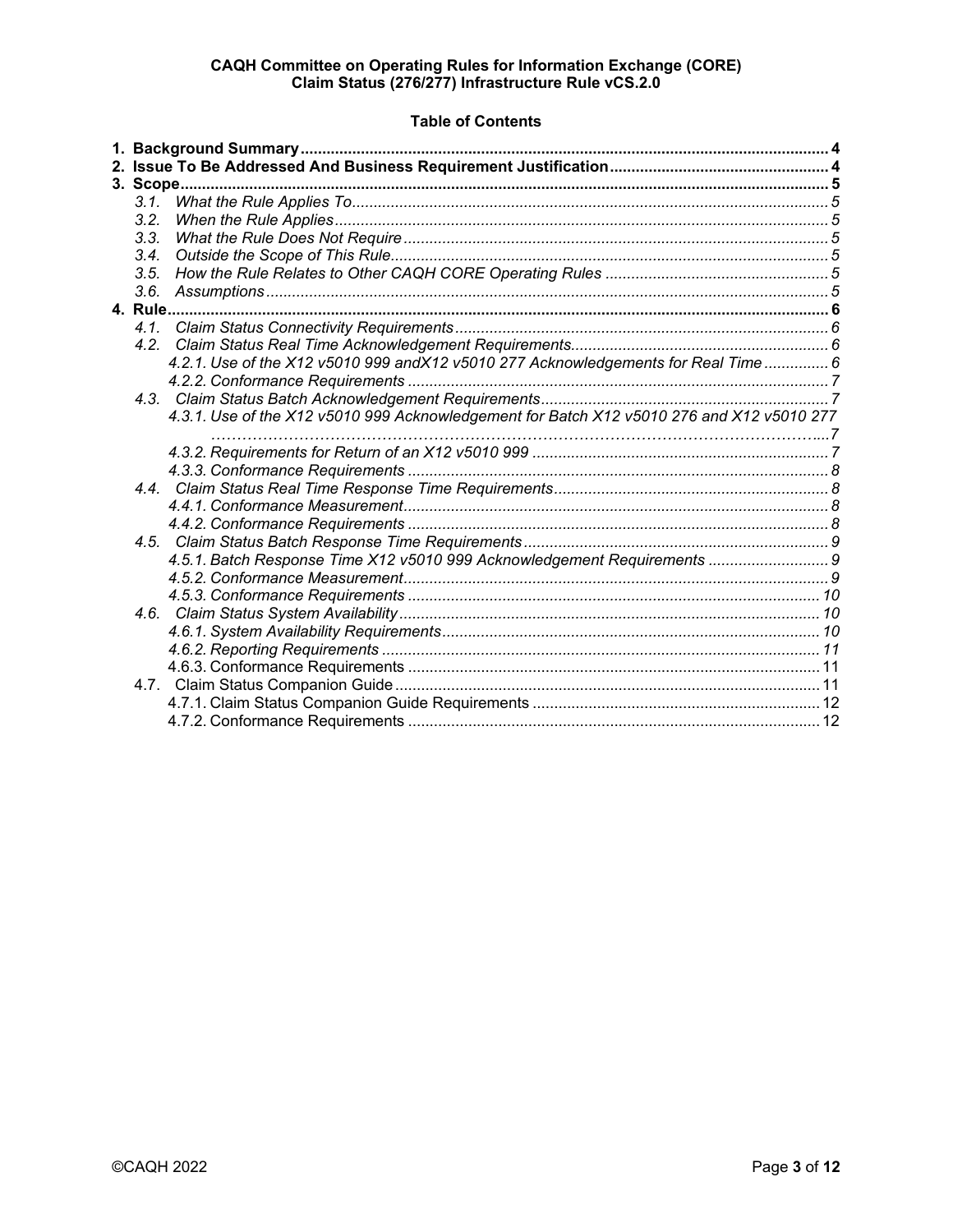**Table of Contents**

**1. Background Summary** ........ 4
**2. Issue To Be Addressed And Business Requirement Justification** ........ 4
**3. Scope** ........ 5
- *3.1. What the Rule Applies To* ........ 5
- *3.2. When the Rule Applies* ........ 5
- *3.3. What the Rule Does Not Require* ........ 5
- *3.4. Outside the Scope of This Rule* ........ 5
- *3.5. How the Rule Relates to Other CAQH CORE Operating Rules* ........ 5
- *3.6. Assumptions* ........ 5

**4. Rule** ........ 6
- *4.1. Claim Status Connectivity Requirements* ........ 6
- *4.2. Claim Status Real Time Acknowledgement Requirements* ........ 6
  - *4.2.1. Use of the X12 v5010 999 andX12 v5010 277 Acknowledgements for Real Time* ........ 6
  - *4.2.2. Conformance Requirements* ........ 7
- *4.3. Claim Status Batch Acknowledgement Requirements* ........ 7
  - *4.3.1. Use of the X12 v5010 999 Acknowledgement for Batch X12 v5010 276 and X12 v5010 277* ........ 7
  - *4.3.2. Requirements for Return of an X12 v5010 999* ........ 7
  - *4.3.3. Conformance Requirements* ........ 8
- *4.4. Claim Status Real Time Response Time Requirements* ........ 8
  - *4.4.1. Conformance Measurement* ........ 8
  - *4.4.2. Conformance Requirements* ........ 8
- *4.5. Claim Status Batch Response Time Requirements* ........ 9
  - *4.5.1. Batch Response Time X12 v5010 999 Acknowledgement Requirements* ........ 9
  - *4.5.2. Conformance Measurement* ........ 9
  - *4.5.3. Conformance Requirements* ........ 10
- *4.6. Claim Status System Availability* ........ 10
  - *4.6.1. System Availability Requirements* ........ 10
  - *4.6.2. Reporting Requirements* ........ 11
  - 4.6.3. Conformance Requirements ........ 11
- 4.7. Claim Status Companion Guide ........ 11
  - 4.7.1. Claim Status Companion Guide Requirements ........ 12
  - 4.7.2. Conformance Requirements ........ 12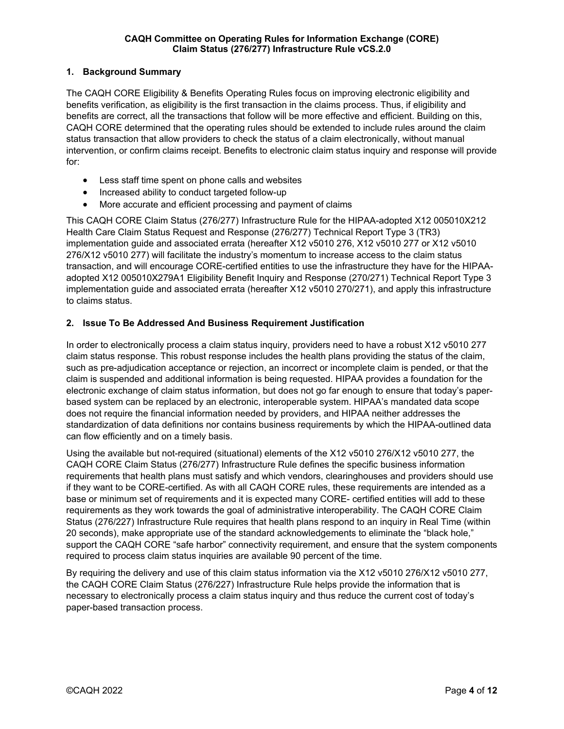## 1. Background Summary

The CAQH CORE Eligibility & Benefits Operating Rules focus on improving electronic eligibility and benefits verification, as eligibility is the first transaction in the claims process. Thus, if eligibility and benefits are correct, all the transactions that follow will be more effective and efficient. Building on this, CAQH CORE determined that the operating rules should be extended to include rules around the claim status transaction that allow providers to check the status of a claim electronically, without manual intervention, or confirm claims receipt. Benefits to electronic claim status inquiry and response will provide for:

- Less staff time spent on phone calls and websites
- Increased ability to conduct targeted follow-up
- More accurate and efficient processing and payment of claims

This CAQH CORE Claim Status (276/277) Infrastructure Rule for the HIPAA-adopted X12 005010X212 Health Care Claim Status Request and Response (276/277) Technical Report Type 3 (TR3) implementation guide and associated errata (hereafter X12 v5010 276, X12 v5010 277 or X12 v5010 276/X12 v5010 277) will facilitate the industry's momentum to increase access to the claim status transaction, and will encourage CORE-certified entities to use the infrastructure they have for the HIPAA-adopted X12 005010X279A1 Eligibility Benefit Inquiry and Response (270/271) Technical Report Type 3 implementation guide and associated errata (hereafter X12 v5010 270/271), and apply this infrastructure to claims status.

## 2. Issue To Be Addressed And Business Requirement Justification

In order to electronically process a claim status inquiry, providers need to have a robust X12 v5010 277 claim status response. This robust response includes the health plans providing the status of the claim, such as pre-adjudication acceptance or rejection, an incorrect or incomplete claim is pended, or that the claim is suspended and additional information is being requested. HIPAA provides a foundation for the electronic exchange of claim status information, but does not go far enough to ensure that today's paper-based system can be replaced by an electronic, interoperable system. HIPAA's mandated data scope does not require the financial information needed by providers, and HIPAA neither addresses the standardization of data definitions nor contains business requirements by which the HIPAA-outlined data can flow efficiently and on a timely basis.

Using the available but not-required (situational) elements of the X12 v5010 276/X12 v5010 277, the CAQH CORE Claim Status (276/277) Infrastructure Rule defines the specific business information requirements that health plans must satisfy and which vendors, clearinghouses and providers should use if they want to be CORE-certified. As with all CAQH CORE rules, these requirements are intended as a base or minimum set of requirements and it is expected many CORE- certified entities will add to these requirements as they work towards the goal of administrative interoperability. The CAQH CORE Claim Status (276/227) Infrastructure Rule requires that health plans respond to an inquiry in Real Time (within 20 seconds), make appropriate use of the standard acknowledgements to eliminate the "black hole," support the CAQH CORE "safe harbor" connectivity requirement, and ensure that the system components required to process claim status inquiries are available 90 percent of the time.

By requiring the delivery and use of this claim status information via the X12 v5010 276/X12 v5010 277, the CAQH CORE Claim Status (276/227) Infrastructure Rule helps provide the information that is necessary to electronically process a claim status inquiry and thus reduce the current cost of today's paper-based transaction process.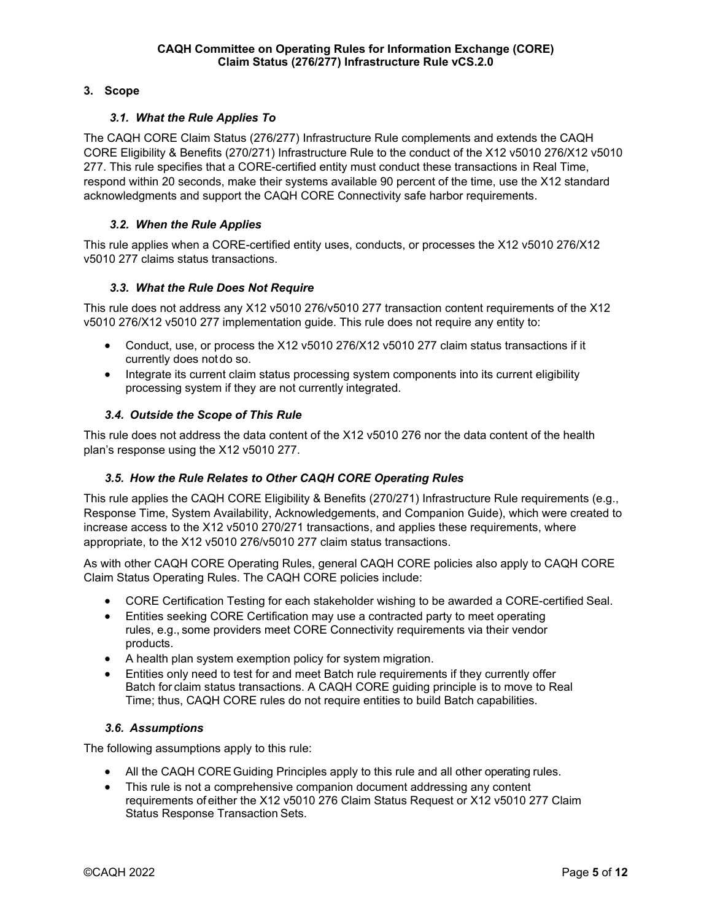## 3. Scope

### *3.1. What the Rule Applies To*

The CAQH CORE Claim Status (276/277) Infrastructure Rule complements and extends the CAQH CORE Eligibility & Benefits (270/271) Infrastructure Rule to the conduct of the X12 v5010 276/X12 v5010 277. This rule specifies that a CORE-certified entity must conduct these transactions in Real Time, respond within 20 seconds, make their systems available 90 percent of the time, use the X12 standard acknowledgments and support the CAQH CORE Connectivity safe harbor requirements.

### *3.2. When the Rule Applies*

This rule applies when a CORE-certified entity uses, conducts, or processes the X12 v5010 276/X12 v5010 277 claims status transactions.

### *3.3. What the Rule Does Not Require*

This rule does not address any X12 v5010 276/v5010 277 transaction content requirements of the X12 v5010 276/X12 v5010 277 implementation guide. This rule does not require any entity to:

- Conduct, use, or process the X12 v5010 276/X12 v5010 277 claim status transactions if it currently does not do so.
- Integrate its current claim status processing system components into its current eligibility processing system if they are not currently integrated.

### *3.4. Outside the Scope of This Rule*

This rule does not address the data content of the X12 v5010 276 nor the data content of the health plan's response using the X12 v5010 277.

### *3.5. How the Rule Relates to Other CAQH CORE Operating Rules*

This rule applies the CAQH CORE Eligibility & Benefits (270/271) Infrastructure Rule requirements (e.g., Response Time, System Availability, Acknowledgements, and Companion Guide), which were created to increase access to the X12 v5010 270/271 transactions, and applies these requirements, where appropriate, to the X12 v5010 276/v5010 277 claim status transactions.

As with other CAQH CORE Operating Rules, general CAQH CORE policies also apply to CAQH CORE Claim Status Operating Rules. The CAQH CORE policies include:

- CORE Certification Testing for each stakeholder wishing to be awarded a CORE-certified Seal.
- Entities seeking CORE Certification may use a contracted party to meet operating rules, e.g., some providers meet CORE Connectivity requirements via their vendor products.
- A health plan system exemption policy for system migration.
- Entities only need to test for and meet Batch rule requirements if they currently offer Batch for claim status transactions. A CAQH CORE guiding principle is to move to Real Time; thus, CAQH CORE rules do not require entities to build Batch capabilities.

### *3.6. Assumptions*

The following assumptions apply to this rule:

- All the CAQH CORE Guiding Principles apply to this rule and all other operating rules.
- This rule is not a comprehensive companion document addressing any content requirements of either the X12 v5010 276 Claim Status Request or X12 v5010 277 Claim Status Response Transaction Sets.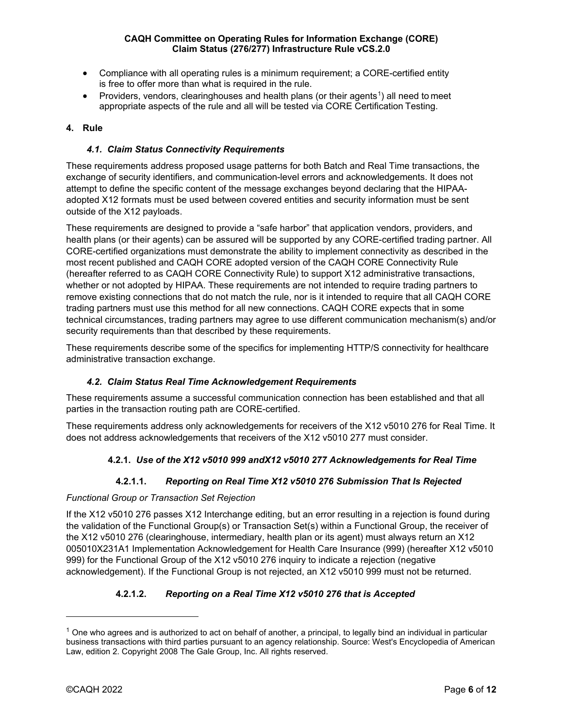- Compliance with all operating rules is a minimum requirement; a CORE-certified entity is free to offer more than what is required in the rule.
- Providers, vendors, clearinghouses and health plans (or their agents[1]) all need to meet appropriate aspects of the rule and all will be tested via CORE Certification Testing.

## 4. Rule

### *4.1. Claim Status Connectivity Requirements*

These requirements address proposed usage patterns for both Batch and Real Time transactions, the exchange of security identifiers, and communication-level errors and acknowledgements. It does not attempt to define the specific content of the message exchanges beyond declaring that the HIPAA-adopted X12 formats must be used between covered entities and security information must be sent outside of the X12 payloads.

These requirements are designed to provide a "safe harbor" that application vendors, providers, and health plans (or their agents) can be assured will be supported by any CORE-certified trading partner. All CORE-certified organizations must demonstrate the ability to implement connectivity as described in the most recent published and CAQH CORE adopted version of the CAQH CORE Connectivity Rule (hereafter referred to as CAQH CORE Connectivity Rule) to support X12 administrative transactions, whether or not adopted by HIPAA. These requirements are not intended to require trading partners to remove existing connections that do not match the rule, nor is it intended to require that all CAQH CORE trading partners must use this method for all new connections. CAQH CORE expects that in some technical circumstances, trading partners may agree to use different communication mechanism(s) and/or security requirements than that described by these requirements.

These requirements describe some of the specifics for implementing HTTP/S connectivity for healthcare administrative transaction exchange.

### *4.2. Claim Status Real Time Acknowledgement Requirements*

These requirements assume a successful communication connection has been established and that all parties in the transaction routing path are CORE-certified.

These requirements address only acknowledgements for receivers of the X12 v5010 276 for Real Time. It does not address acknowledgements that receivers of the X12 v5010 277 must consider.

#### 4.2.1. *Use of the X12 v5010 999 andX12 v5010 277 Acknowledgements for Real Time*

##### 4.2.1.1. *Reporting on Real Time X12 v5010 276 Submission That Is Rejected*

*Functional Group or Transaction Set Rejection*

If the X12 v5010 276 passes X12 Interchange editing, but an error resulting in a rejection is found during the validation of the Functional Group(s) or Transaction Set(s) within a Functional Group, the receiver of the X12 v5010 276 (clearinghouse, intermediary, health plan or its agent) must always return an X12 005010X231A1 Implementation Acknowledgement for Health Care Insurance (999) (hereafter X12 v5010 999) for the Functional Group of the X12 v5010 276 inquiry to indicate a rejection (negative acknowledgement). If the Functional Group is not rejected, an X12 v5010 999 must not be returned.

##### 4.2.1.2. *Reporting on a Real Time X12 v5010 276 that is Accepted*

---

[1] One who agrees and is authorized to act on behalf of another, a principal, to legally bind an individual in particular business transactions with third parties pursuant to an agency relationship. Source: West's Encyclopedia of American Law, edition 2. Copyright 2008 The Gale Group, Inc. All rights reserved.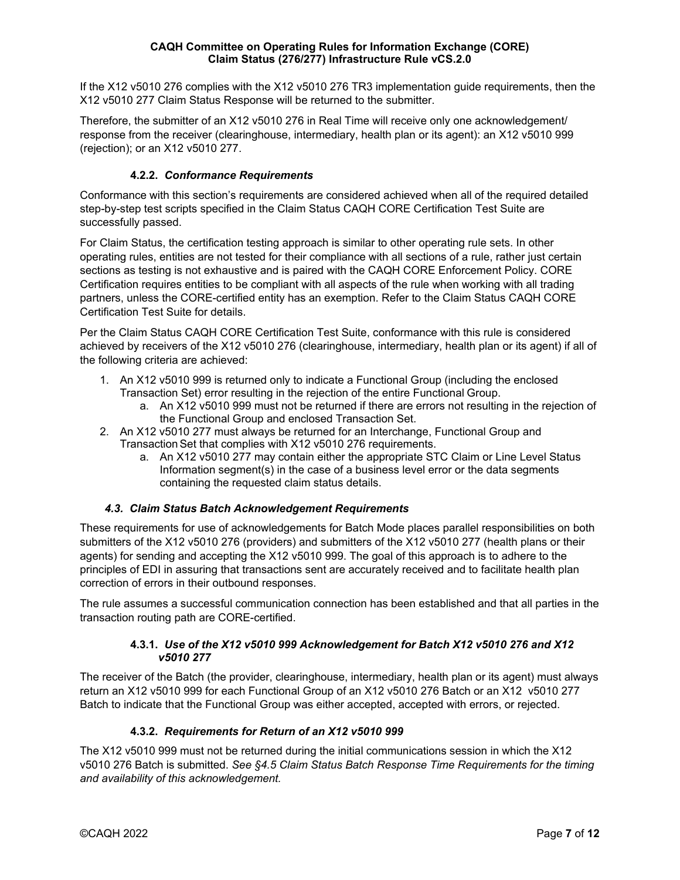If the X12 v5010 276 complies with the X12 v5010 276 TR3 implementation guide requirements, then the X12 v5010 277 Claim Status Response will be returned to the submitter.

Therefore, the submitter of an X12 v5010 276 in Real Time will receive only one acknowledgement/ response from the receiver (clearinghouse, intermediary, health plan or its agent): an X12 v5010 999 (rejection); or an X12 v5010 277.

#### 4.2.2. *Conformance Requirements*

Conformance with this section's requirements are considered achieved when all of the required detailed step-by-step test scripts specified in the Claim Status CAQH CORE Certification Test Suite are successfully passed.

For Claim Status, the certification testing approach is similar to other operating rule sets. In other operating rules, entities are not tested for their compliance with all sections of a rule, rather just certain sections as testing is not exhaustive and is paired with the CAQH CORE Enforcement Policy. CORE Certification requires entities to be compliant with all aspects of the rule when working with all trading partners, unless the CORE-certified entity has an exemption. Refer to the Claim Status CAQH CORE Certification Test Suite for details.

Per the Claim Status CAQH CORE Certification Test Suite, conformance with this rule is considered achieved by receivers of the X12 v5010 276 (clearinghouse, intermediary, health plan or its agent) if all of the following criteria are achieved:

1. An X12 v5010 999 is returned only to indicate a Functional Group (including the enclosed Transaction Set) error resulting in the rejection of the entire Functional Group.
   a. An X12 v5010 999 must not be returned if there are errors not resulting in the rejection of the Functional Group and enclosed Transaction Set.
2. An X12 v5010 277 must always be returned for an Interchange, Functional Group and Transaction Set that complies with X12 v5010 276 requirements.
   a. An X12 v5010 277 may contain either the appropriate STC Claim or Line Level Status Information segment(s) in the case of a business level error or the data segments containing the requested claim status details.

### 4.3. *Claim Status Batch Acknowledgement Requirements*

These requirements for use of acknowledgements for Batch Mode places parallel responsibilities on both submitters of the X12 v5010 276 (providers) and submitters of the X12 v5010 277 (health plans or their agents) for sending and accepting the X12 v5010 999. The goal of this approach is to adhere to the principles of EDI in assuring that transactions sent are accurately received and to facilitate health plan correction of errors in their outbound responses.

The rule assumes a successful communication connection has been established and that all parties in the transaction routing path are CORE-certified.

#### 4.3.1. *Use of the X12 v5010 999 Acknowledgement for Batch X12 v5010 276 and X12 v5010 277*

The receiver of the Batch (the provider, clearinghouse, intermediary, health plan or its agent) must always return an X12 v5010 999 for each Functional Group of an X12 v5010 276 Batch or an X12 v5010 277 Batch to indicate that the Functional Group was either accepted, accepted with errors, or rejected.

#### 4.3.2. *Requirements for Return of an X12 v5010 999*

The X12 v5010 999 must not be returned during the initial communications session in which the X12 v5010 276 Batch is submitted. *See §4.5 Claim Status Batch Response Time Requirements for the timing and availability of this acknowledgement.*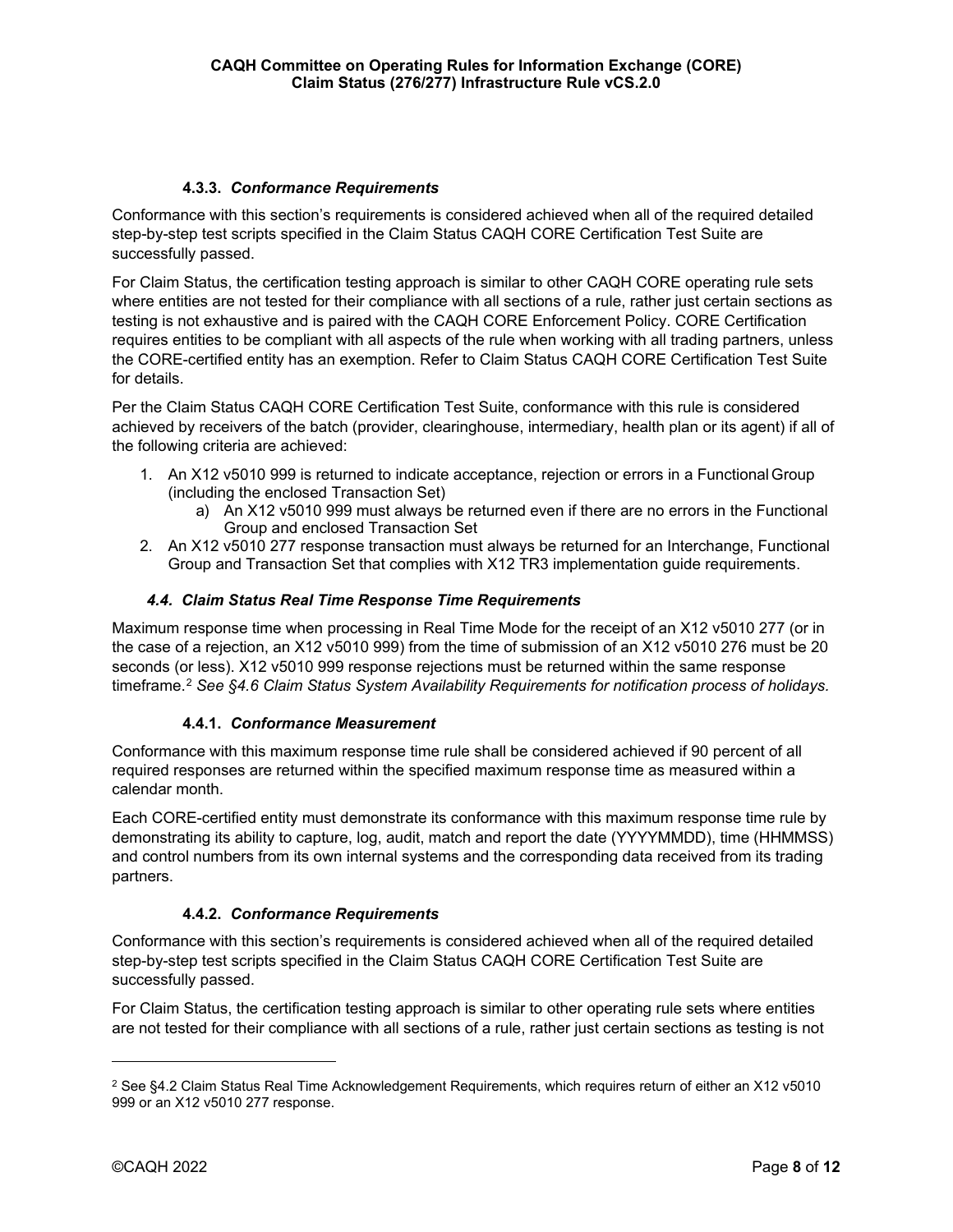#### 4.3.3. *Conformance Requirements*

Conformance with this section's requirements is considered achieved when all of the required detailed step-by-step test scripts specified in the Claim Status CAQH CORE Certification Test Suite are successfully passed.

For Claim Status, the certification testing approach is similar to other CAQH CORE operating rule sets where entities are not tested for their compliance with all sections of a rule, rather just certain sections as testing is not exhaustive and is paired with the CAQH CORE Enforcement Policy. CORE Certification requires entities to be compliant with all aspects of the rule when working with all trading partners, unless the CORE-certified entity has an exemption. Refer to Claim Status CAQH CORE Certification Test Suite for details.

Per the Claim Status CAQH CORE Certification Test Suite, conformance with this rule is considered achieved by receivers of the batch (provider, clearinghouse, intermediary, health plan or its agent) if all of the following criteria are achieved:

1. An X12 v5010 999 is returned to indicate acceptance, rejection or errors in a Functional Group (including the enclosed Transaction Set)
   a) An X12 v5010 999 must always be returned even if there are no errors in the Functional Group and enclosed Transaction Set
2. An X12 v5010 277 response transaction must always be returned for an Interchange, Functional Group and Transaction Set that complies with X12 TR3 implementation guide requirements.

### 4.4. *Claim Status Real Time Response Time Requirements*

Maximum response time when processing in Real Time Mode for the receipt of an X12 v5010 277 (or in the case of a rejection, an X12 v5010 999) from the time of submission of an X12 v5010 276 must be 20 seconds (or less). X12 v5010 999 response rejections must be returned within the same response timeframe.[2] *See §4.6 Claim Status System Availability Requirements for notification process of holidays.*

#### 4.4.1. *Conformance Measurement*

Conformance with this maximum response time rule shall be considered achieved if 90 percent of all required responses are returned within the specified maximum response time as measured within a calendar month.

Each CORE-certified entity must demonstrate its conformance with this maximum response time rule by demonstrating its ability to capture, log, audit, match and report the date (YYYYMMDD), time (HHMMSS) and control numbers from its own internal systems and the corresponding data received from its trading partners.

#### 4.4.2. *Conformance Requirements*

Conformance with this section's requirements is considered achieved when all of the required detailed step-by-step test scripts specified in the Claim Status CAQH CORE Certification Test Suite are successfully passed.

For Claim Status, the certification testing approach is similar to other operating rule sets where entities are not tested for their compliance with all sections of a rule, rather just certain sections as testing is not

---

[2] See §4.2 Claim Status Real Time Acknowledgement Requirements, which requires return of either an X12 v5010 999 or an X12 v5010 277 response.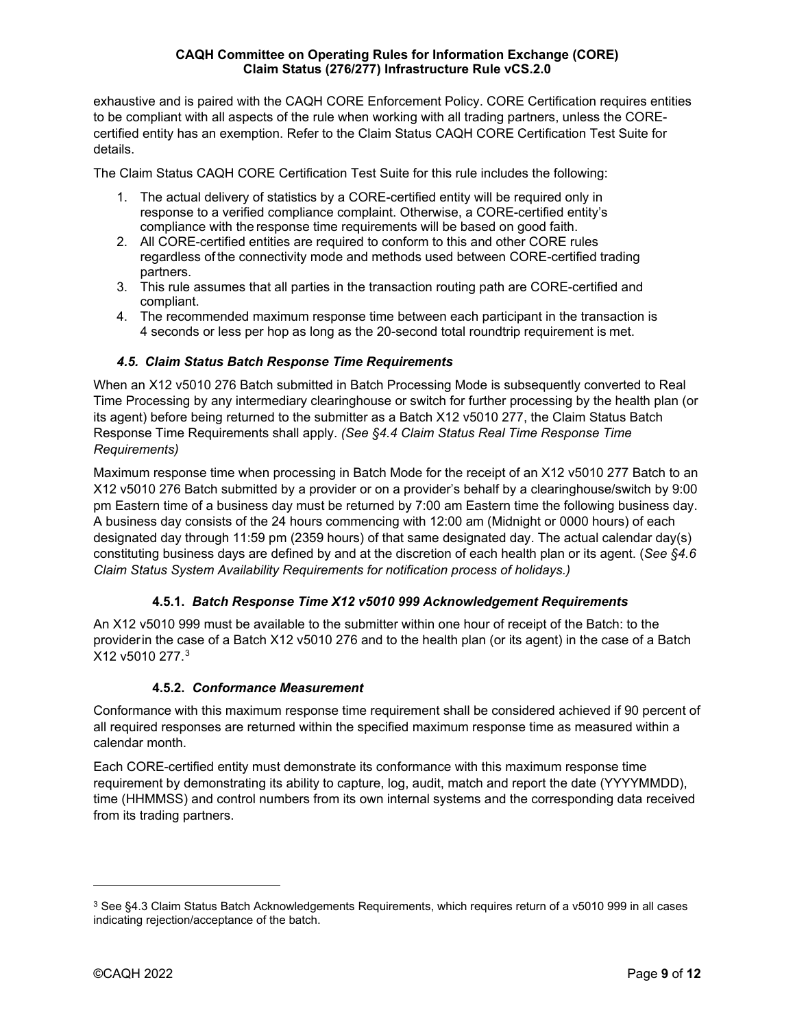exhaustive and is paired with the CAQH CORE Enforcement Policy. CORE Certification requires entities to be compliant with all aspects of the rule when working with all trading partners, unless the CORE-certified entity has an exemption. Refer to the Claim Status CAQH CORE Certification Test Suite for details.

The Claim Status CAQH CORE Certification Test Suite for this rule includes the following:

1. The actual delivery of statistics by a CORE-certified entity will be required only in response to a verified compliance complaint. Otherwise, a CORE-certified entity's compliance with the response time requirements will be based on good faith.
2. All CORE-certified entities are required to conform to this and other CORE rules regardless of the connectivity mode and methods used between CORE-certified trading partners.
3. This rule assumes that all parties in the transaction routing path are CORE-certified and compliant.
4. The recommended maximum response time between each participant in the transaction is 4 seconds or less per hop as long as the 20-second total roundtrip requirement is met.

### *4.5. Claim Status Batch Response Time Requirements*

When an X12 v5010 276 Batch submitted in Batch Processing Mode is subsequently converted to Real Time Processing by any intermediary clearinghouse or switch for further processing by the health plan (or its agent) before being returned to the submitter as a Batch X12 v5010 277, the Claim Status Batch Response Time Requirements shall apply. *(See §4.4 Claim Status Real Time Response Time Requirements)*

Maximum response time when processing in Batch Mode for the receipt of an X12 v5010 277 Batch to an X12 v5010 276 Batch submitted by a provider or on a provider's behalf by a clearinghouse/switch by 9:00 pm Eastern time of a business day must be returned by 7:00 am Eastern time the following business day. A business day consists of the 24 hours commencing with 12:00 am (Midnight or 0000 hours) of each designated day through 11:59 pm (2359 hours) of that same designated day. The actual calendar day(s) constituting business days are defined by and at the discretion of each health plan or its agent. (*See §4.6 Claim Status System Availability Requirements for notification process of holidays.)*

#### 4.5.1. *Batch Response Time X12 v5010 999 Acknowledgement Requirements*

An X12 v5010 999 must be available to the submitter within one hour of receipt of the Batch: to the provider in the case of a Batch X12 v5010 276 and to the health plan (or its agent) in the case of a Batch X12 v5010 277.[3]

#### 4.5.2. *Conformance Measurement*

Conformance with this maximum response time requirement shall be considered achieved if 90 percent of all required responses are returned within the specified maximum response time as measured within a calendar month.

Each CORE-certified entity must demonstrate its conformance with this maximum response time requirement by demonstrating its ability to capture, log, audit, match and report the date (YYYYMMDD), time (HHMMSS) and control numbers from its own internal systems and the corresponding data received from its trading partners.

---

[3] See §4.3 Claim Status Batch Acknowledgements Requirements, which requires return of a v5010 999 in all cases indicating rejection/acceptance of the batch.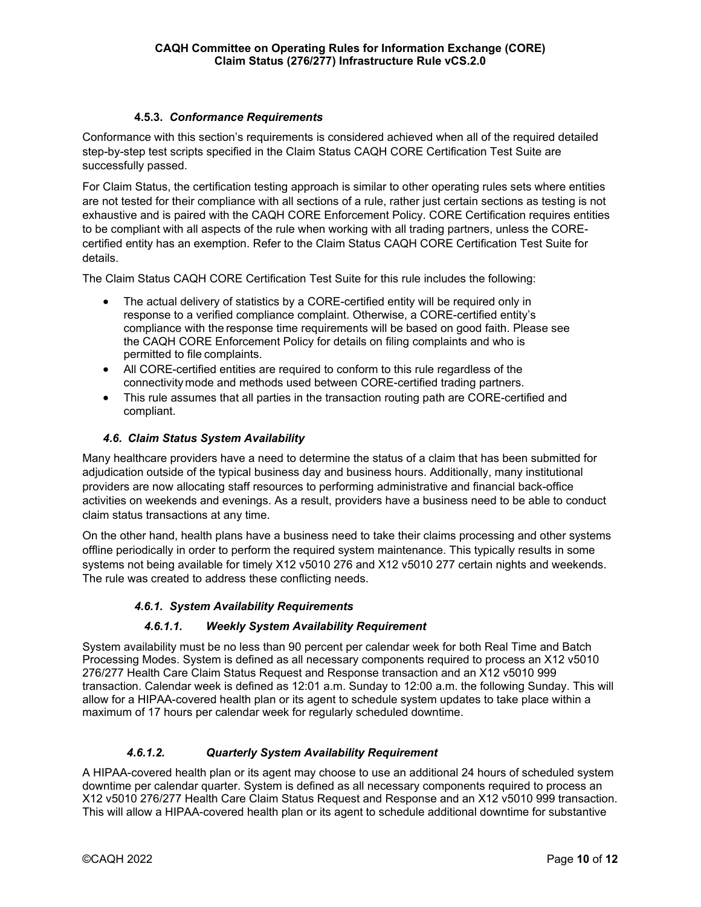#### 4.5.3. *Conformance Requirements*

Conformance with this section's requirements is considered achieved when all of the required detailed step-by-step test scripts specified in the Claim Status CAQH CORE Certification Test Suite are successfully passed.

For Claim Status, the certification testing approach is similar to other operating rules sets where entities are not tested for their compliance with all sections of a rule, rather just certain sections as testing is not exhaustive and is paired with the CAQH CORE Enforcement Policy. CORE Certification requires entities to be compliant with all aspects of the rule when working with all trading partners, unless the CORE-certified entity has an exemption. Refer to the Claim Status CAQH CORE Certification Test Suite for details.

The Claim Status CAQH CORE Certification Test Suite for this rule includes the following:

- The actual delivery of statistics by a CORE-certified entity will be required only in response to a verified compliance complaint. Otherwise, a CORE-certified entity's compliance with the response time requirements will be based on good faith. Please see the CAQH CORE Enforcement Policy for details on filing complaints and who is permitted to file complaints.
- All CORE-certified entities are required to conform to this rule regardless of the connectivity mode and methods used between CORE-certified trading partners.
- This rule assumes that all parties in the transaction routing path are CORE-certified and compliant.

### *4.6. Claim Status System Availability*

Many healthcare providers have a need to determine the status of a claim that has been submitted for adjudication outside of the typical business day and business hours. Additionally, many institutional providers are now allocating staff resources to performing administrative and financial back-office activities on weekends and evenings. As a result, providers have a business need to be able to conduct claim status transactions at any time.

On the other hand, health plans have a business need to take their claims processing and other systems offline periodically in order to perform the required system maintenance. This typically results in some systems not being available for timely X12 v5010 276 and X12 v5010 277 certain nights and weekends. The rule was created to address these conflicting needs.

#### *4.6.1. System Availability Requirements*

##### *4.6.1.1. Weekly System Availability Requirement*

System availability must be no less than 90 percent per calendar week for both Real Time and Batch Processing Modes. System is defined as all necessary components required to process an X12 v5010 276/277 Health Care Claim Status Request and Response transaction and an X12 v5010 999 transaction. Calendar week is defined as 12:01 a.m. Sunday to 12:00 a.m. the following Sunday. This will allow for a HIPAA-covered health plan or its agent to schedule system updates to take place within a maximum of 17 hours per calendar week for regularly scheduled downtime.

##### *4.6.1.2. Quarterly System Availability Requirement*

A HIPAA-covered health plan or its agent may choose to use an additional 24 hours of scheduled system downtime per calendar quarter. System is defined as all necessary components required to process an X12 v5010 276/277 Health Care Claim Status Request and Response and an X12 v5010 999 transaction. This will allow a HIPAA-covered health plan or its agent to schedule additional downtime for substantive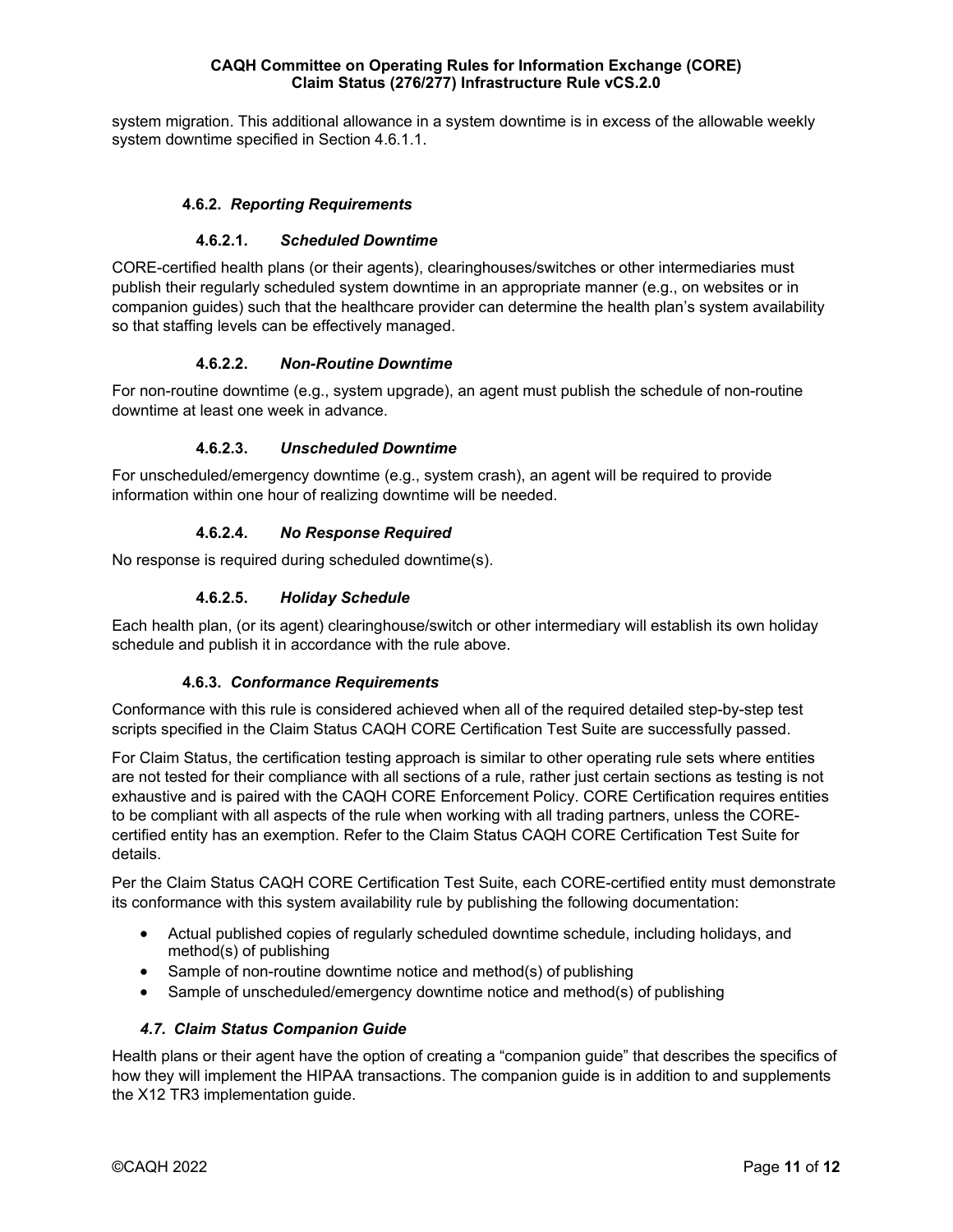system migration. This additional allowance in a system downtime is in excess of the allowable weekly system downtime specified in Section 4.6.1.1.

### 4.6.2. *Reporting Requirements*

#### 4.6.2.1. *Scheduled Downtime*

CORE-certified health plans (or their agents), clearinghouses/switches or other intermediaries must publish their regularly scheduled system downtime in an appropriate manner (e.g., on websites or in companion guides) such that the healthcare provider can determine the health plan's system availability so that staffing levels can be effectively managed.

#### 4.6.2.2. *Non-Routine Downtime*

For non-routine downtime (e.g., system upgrade), an agent must publish the schedule of non-routine downtime at least one week in advance.

#### 4.6.2.3. *Unscheduled Downtime*

For unscheduled/emergency downtime (e.g., system crash), an agent will be required to provide information within one hour of realizing downtime will be needed.

#### 4.6.2.4. *No Response Required*

No response is required during scheduled downtime(s).

#### 4.6.2.5. *Holiday Schedule*

Each health plan, (or its agent) clearinghouse/switch or other intermediary will establish its own holiday schedule and publish it in accordance with the rule above.

### 4.6.3. *Conformance Requirements*

Conformance with this rule is considered achieved when all of the required detailed step-by-step test scripts specified in the Claim Status CAQH CORE Certification Test Suite are successfully passed.

For Claim Status, the certification testing approach is similar to other operating rule sets where entities are not tested for their compliance with all sections of a rule, rather just certain sections as testing is not exhaustive and is paired with the CAQH CORE Enforcement Policy. CORE Certification requires entities to be compliant with all aspects of the rule when working with all trading partners, unless the CORE-certified entity has an exemption. Refer to the Claim Status CAQH CORE Certification Test Suite for details.

Per the Claim Status CAQH CORE Certification Test Suite, each CORE-certified entity must demonstrate its conformance with this system availability rule by publishing the following documentation:

- Actual published copies of regularly scheduled downtime schedule, including holidays, and method(s) of publishing
- Sample of non-routine downtime notice and method(s) of publishing
- Sample of unscheduled/emergency downtime notice and method(s) of publishing

## 4.7. *Claim Status Companion Guide*

Health plans or their agent have the option of creating a "companion guide" that describes the specifics of how they will implement the HIPAA transactions. The companion guide is in addition to and supplements the X12 TR3 implementation guide.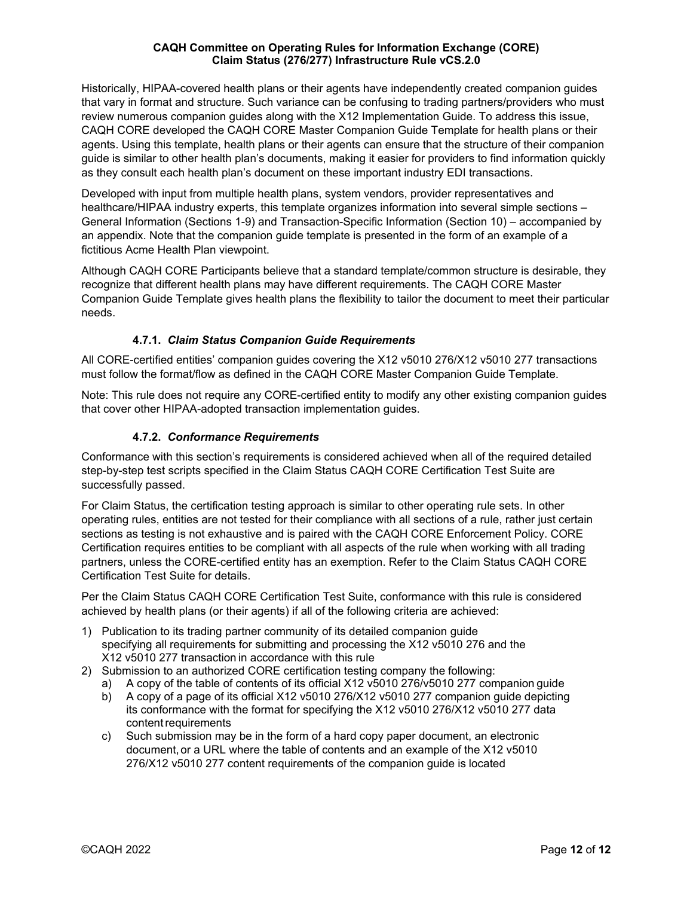Historically, HIPAA-covered health plans or their agents have independently created companion guides that vary in format and structure. Such variance can be confusing to trading partners/providers who must review numerous companion guides along with the X12 Implementation Guide. To address this issue, CAQH CORE developed the CAQH CORE Master Companion Guide Template for health plans or their agents. Using this template, health plans or their agents can ensure that the structure of their companion guide is similar to other health plan's documents, making it easier for providers to find information quickly as they consult each health plan's document on these important industry EDI transactions.

Developed with input from multiple health plans, system vendors, provider representatives and healthcare/HIPAA industry experts, this template organizes information into several simple sections – General Information (Sections 1-9) and Transaction-Specific Information (Section 10) – accompanied by an appendix. Note that the companion guide template is presented in the form of an example of a fictitious Acme Health Plan viewpoint.

Although CAQH CORE Participants believe that a standard template/common structure is desirable, they recognize that different health plans may have different requirements. The CAQH CORE Master Companion Guide Template gives health plans the flexibility to tailor the document to meet their particular needs.

#### 4.7.1. *Claim Status Companion Guide Requirements*

All CORE-certified entities' companion guides covering the X12 v5010 276/X12 v5010 277 transactions must follow the format/flow as defined in the CAQH CORE Master Companion Guide Template.

Note: This rule does not require any CORE-certified entity to modify any other existing companion guides that cover other HIPAA-adopted transaction implementation guides.

#### 4.7.2. *Conformance Requirements*

Conformance with this section's requirements is considered achieved when all of the required detailed step-by-step test scripts specified in the Claim Status CAQH CORE Certification Test Suite are successfully passed.

For Claim Status, the certification testing approach is similar to other operating rule sets. In other operating rules, entities are not tested for their compliance with all sections of a rule, rather just certain sections as testing is not exhaustive and is paired with the CAQH CORE Enforcement Policy. CORE Certification requires entities to be compliant with all aspects of the rule when working with all trading partners, unless the CORE-certified entity has an exemption. Refer to the Claim Status CAQH CORE Certification Test Suite for details.

Per the Claim Status CAQH CORE Certification Test Suite, conformance with this rule is considered achieved by health plans (or their agents) if all of the following criteria are achieved:

1) Publication to its trading partner community of its detailed companion guide specifying all requirements for submitting and processing the X12 v5010 276 and the X12 v5010 277 transaction in accordance with this rule
2) Submission to an authorized CORE certification testing company the following:
   a) A copy of the table of contents of its official X12 v5010 276/v5010 277 companion guide
   b) A copy of a page of its official X12 v5010 276/X12 v5010 277 companion guide depicting its conformance with the format for specifying the X12 v5010 276/X12 v5010 277 data content requirements
   c) Such submission may be in the form of a hard copy paper document, an electronic document, or a URL where the table of contents and an example of the X12 v5010 276/X12 v5010 277 content requirements of the companion guide is located